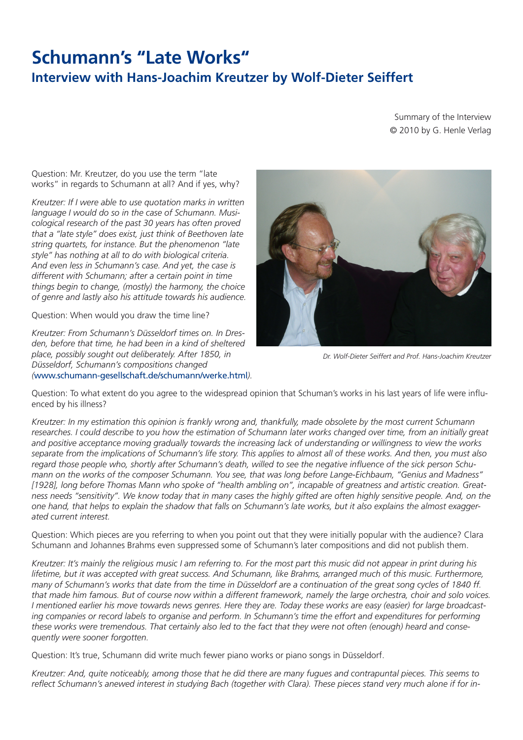# Schumann's "Late Works"

## Interview with Hans-Joachim Kreutzer by Wolf-Dieter Seiffert

Summary of the Interview
© 2010 by G. Henle Verlag

Question: Mr. Kreutzer, do you use the term "late works" in regards to Schumann at all? And if yes, why?

*Kreutzer: If I were able to use quotation marks in written language I would do so in the case of Schumann. Musicological research of the past 30 years has often proved that a "late style" does exist, just think of Beethoven late string quartets, for instance. But the phenomenon "late style" has nothing at all to do with biological criteria. And even less in Schumann's case. And yet, the case is different with Schumann; after a certain point in time things begin to change, (mostly) the harmony, the choice of genre and lastly also his attitude towards his audience.*

Question: When would you draw the time line?

*Kreutzer: From Schumann's Düsseldorf times on. In Dresden, before that time, he had been in a kind of sheltered place, possibly sought out deliberately. After 1850, in Düsseldorf, Schumann's compositions changed (www.schumann-gesellschaft.de/schumann/werke.html).*

*Dr. Wolf-Dieter Seiffert and Prof. Hans-Joachim Kreutzer*

Question: To what extent do you agree to the widespread opinion that Schuman's works in his last years of life were influenced by his illness?

*Kreutzer: In my estimation this opinion is frankly wrong and, thankfully, made obsolete by the most current Schumann researches. I could describe to you how the estimation of Schumann later works changed over time, from an initially great and positive acceptance moving gradually towards the increasing lack of understanding or willingness to view the works separate from the implications of Schumann's life story. This applies to almost all of these works. And then, you must also regard those people who, shortly after Schumann's death, willed to see the negative influence of the sick person Schumann on the works of the composer Schumann. You see, that was long before Lange-Eichbaum, "Genius and Madness" [1928], long before Thomas Mann who spoke of "health ambling on", incapable of greatness and artistic creation. Greatness needs "sensitivity". We know today that in many cases the highly gifted are often highly sensitive people. And, on the one hand, that helps to explain the shadow that falls on Schumann's late works, but it also explains the almost exaggerated current interest.*

Question: Which pieces are you referring to when you point out that they were initially popular with the audience? Clara Schumann and Johannes Brahms even suppressed some of Schumann's later compositions and did not publish them.

*Kreutzer: It's mainly the religious music I am referring to. For the most part this music did not appear in print during his lifetime, but it was accepted with great success. And Schumann, like Brahms, arranged much of this music. Furthermore, many of Schumann's works that date from the time in Düsseldorf are a continuation of the great song cycles of 1840 ff. that made him famous. But of course now within a different framework, namely the large orchestra, choir and solo voices. I mentioned earlier his move towards news genres. Here they are. Today these works are easy (easier) for large broadcasting companies or record labels to organise and perform. In Schumann's time the effort and expenditures for performing these works were tremendous. That certainly also led to the fact that they were not often (enough) heard and consequently were sooner forgotten.*

Question: It's true, Schumann did write much fewer piano works or piano songs in Düsseldorf.

*Kreutzer: And, quite noticeably, among those that he did there are many fugues and contrapuntal pieces. This seems to reflect Schumann's anewed interest in studying Bach (together with Clara). These pieces stand very much alone if for in-*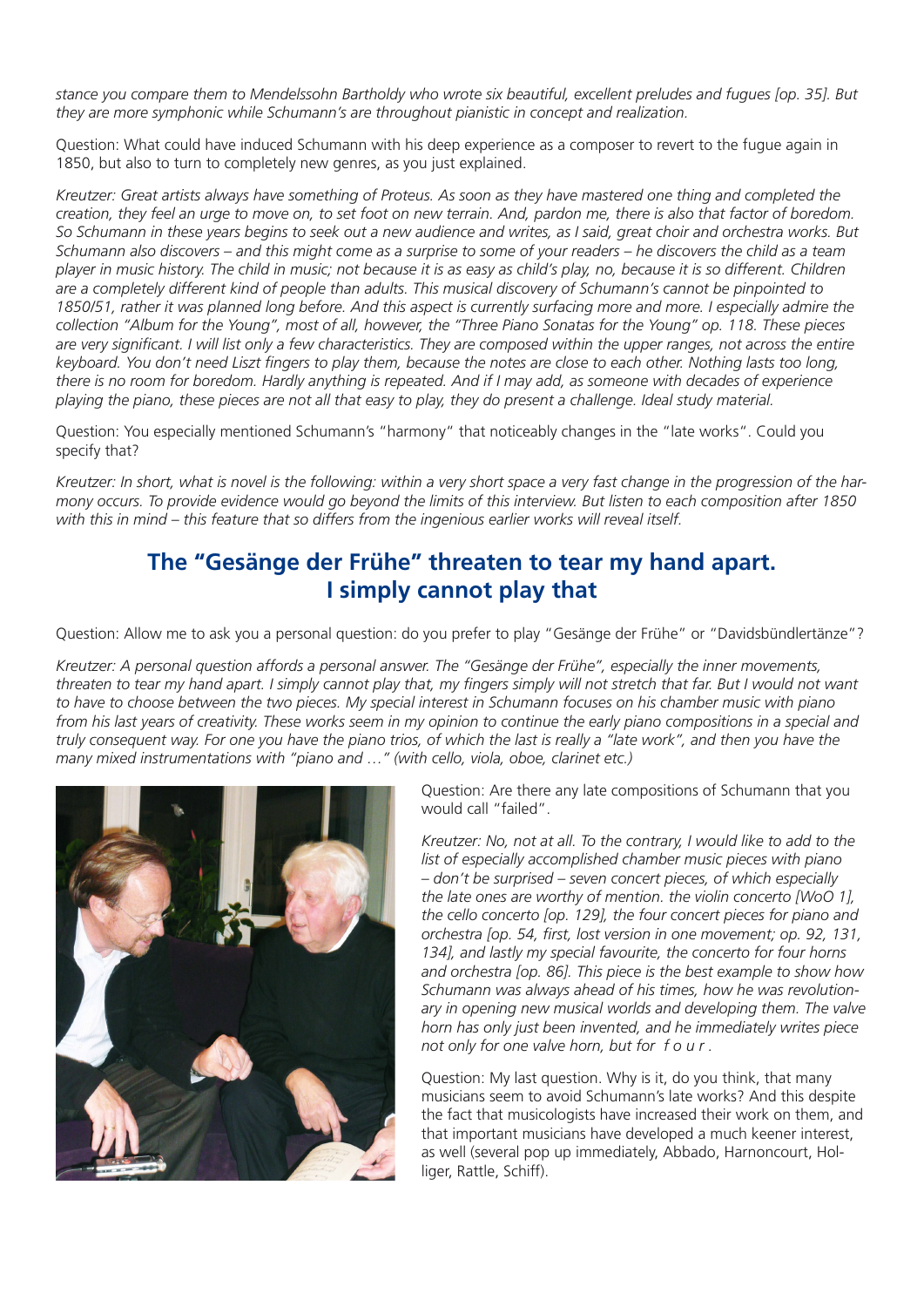*stance you compare them to Mendelssohn Bartholdy who wrote six beautiful, excellent preludes and fugues [op. 35]. But they are more symphonic while Schumann's are throughout pianistic in concept and realization.*

Question: What could have induced Schumann with his deep experience as a composer to revert to the fugue again in 1850, but also to turn to completely new genres, as you just explained.

*Kreutzer: Great artists always have something of Proteus. As soon as they have mastered one thing and completed the creation, they feel an urge to move on, to set foot on new terrain. And, pardon me, there is also that factor of boredom. So Schumann in these years begins to seek out a new audience and writes, as I said, great choir and orchestra works. But Schumann also discovers – and this might come as a surprise to some of your readers – he discovers the child as a team player in music history. The child in music; not because it is as easy as child's play, no, because it is so different. Children are a completely different kind of people than adults. This musical discovery of Schumann's cannot be pinpointed to 1850/51, rather it was planned long before. And this aspect is currently surfacing more and more. I especially admire the collection "Album for the Young", most of all, however, the "Three Piano Sonatas for the Young" op. 118. These pieces are very significant. I will list only a few characteristics. They are composed within the upper ranges, not across the entire keyboard. You don't need Liszt fingers to play them, because the notes are close to each other. Nothing lasts too long, there is no room for boredom. Hardly anything is repeated. And if I may add, as someone with decades of experience playing the piano, these pieces are not all that easy to play, they do present a challenge. Ideal study material.*

Question: You especially mentioned Schumann's "harmony" that noticeably changes in the "late works". Could you specify that?

*Kreutzer: In short, what is novel is the following: within a very short space a very fast change in the progression of the harmony occurs. To provide evidence would go beyond the limits of this interview. But listen to each composition after 1850 with this in mind – this feature that so differs from the ingenious earlier works will reveal itself.*

## The "Gesänge der Frühe" threaten to tear my hand apart. I simply cannot play that

Question: Allow me to ask you a personal question: do you prefer to play "Gesänge der Frühe" or "Davidsbündlertänze"?

*Kreutzer: A personal question affords a personal answer. The "Gesänge der Frühe", especially the inner movements, threaten to tear my hand apart. I simply cannot play that, my fingers simply will not stretch that far. But I would not want to have to choose between the two pieces. My special interest in Schumann focuses on his chamber music with piano from his last years of creativity. These works seem in my opinion to continue the early piano compositions in a special and truly consequent way. For one you have the piano trios, of which the last is really a "late work", and then you have the many mixed instrumentations with "piano and …" (with cello, viola, oboe, clarinet etc.)*

Question: Are there any late compositions of Schumann that you would call "failed".

*Kreutzer: No, not at all. To the contrary, I would like to add to the list of especially accomplished chamber music pieces with piano – don't be surprised – seven concert pieces, of which especially the late ones are worthy of mention. the violin concerto [WoO 1], the cello concerto [op. 129], the four concert pieces for piano and orchestra [op. 54, first, lost version in one movement; op. 92, 131, 134], and lastly my special favourite, the concerto for four horns and orchestra [op. 86]. This piece is the best example to show how Schumann was always ahead of his times, how he was revolutionary in opening new musical worlds and developing them. The valve horn has only just been invented, and he immediately writes piece not only for one valve horn, but for f o u r .*

Question: My last question. Why is it, do you think, that many musicians seem to avoid Schumann's late works? And this despite the fact that musicologists have increased their work on them, and that important musicians have developed a much keener interest, as well (several pop up immediately, Abbado, Harnoncourt, Holliger, Rattle, Schiff).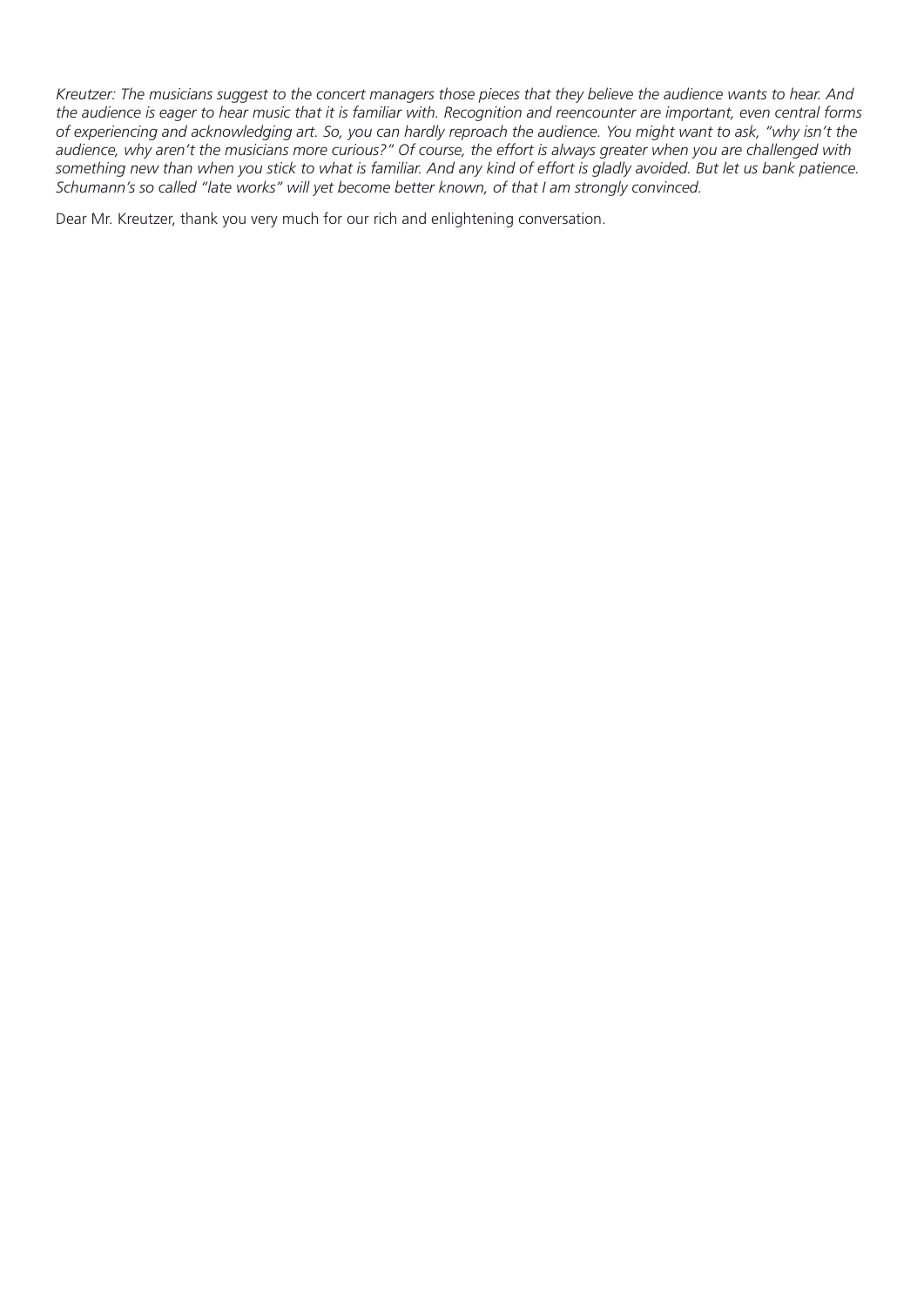*Kreutzer: The musicians suggest to the concert managers those pieces that they believe the audience wants to hear. And the audience is eager to hear music that it is familiar with. Recognition and reencounter are important, even central forms of experiencing and acknowledging art. So, you can hardly reproach the audience. You might want to ask, "why isn't the audience, why aren't the musicians more curious?" Of course, the effort is always greater when you are challenged with something new than when you stick to what is familiar. And any kind of effort is gladly avoided. But let us bank patience. Schumann's so called "late works" will yet become better known, of that I am strongly convinced.*

Dear Mr. Kreutzer, thank you very much for our rich and enlightening conversation.